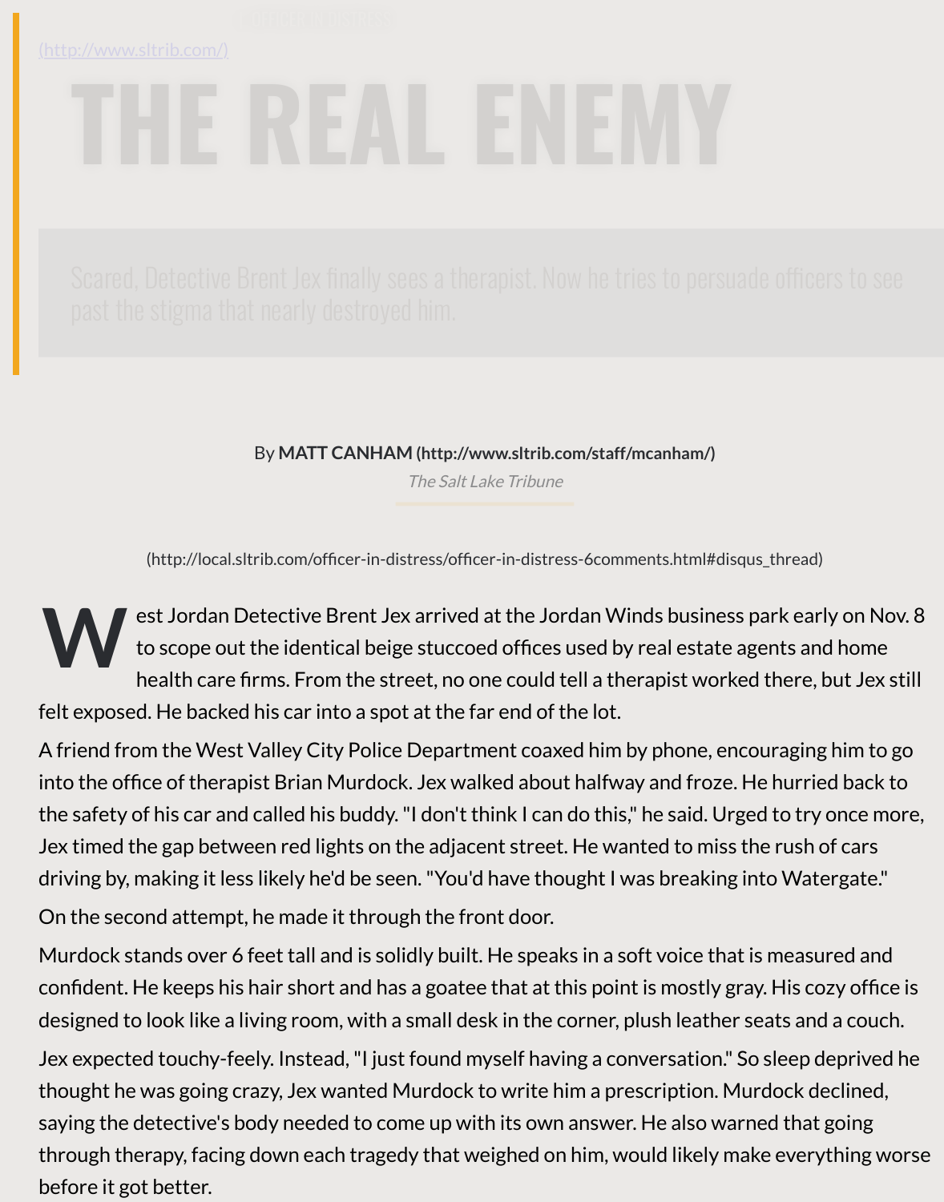(http://www.sltrib.com/)

# THE REAL ENEMY

Scared, Detective Brent Jex finally sees a therapist. Now he tries to persuade officers to see past the stigma that nearly destroyed him.

By **MATT CANHAM** **(http://www.sltrib.com/staff/mcanham/)**

*The Salt Lake Tribune*

(http://local.sltrib.com/officer-in-distress/officer-in-distress-6comments.html#disqus_thread)

West Jordan Detective Brent Jex arrived at the Jordan Winds business park early on Nov. 8 to scope out the identical beige stuccoed offices used by real estate agents and home health care firms. From the street, no one could tell a therapist worked there, but Jex still felt exposed. He backed his car into a spot at the far end of the lot.

A friend from the West Valley City Police Department coaxed him by phone, encouraging him to go into the office of therapist Brian Murdock. Jex walked about halfway and froze. He hurried back to the safety of his car and called his buddy. "I don't think I can do this," he said. Urged to try once more, Jex timed the gap between red lights on the adjacent street. He wanted to miss the rush of cars driving by, making it less likely he'd be seen. "You'd have thought I was breaking into Watergate."

On the second attempt, he made it through the front door.

Murdock stands over 6 feet tall and is solidly built. He speaks in a soft voice that is measured and confident. He keeps his hair short and has a goatee that at this point is mostly gray. His cozy office is designed to look like a living room, with a small desk in the corner, plush leather seats and a couch.

Jex expected touchy-feely. Instead, "I just found myself having a conversation." So sleep deprived he thought he was going crazy, Jex wanted Murdock to write him a prescription. Murdock declined, saying the detective's body needed to come up with its own answer. He also warned that going through therapy, facing down each tragedy that weighed on him, would likely make everything worse before it got better.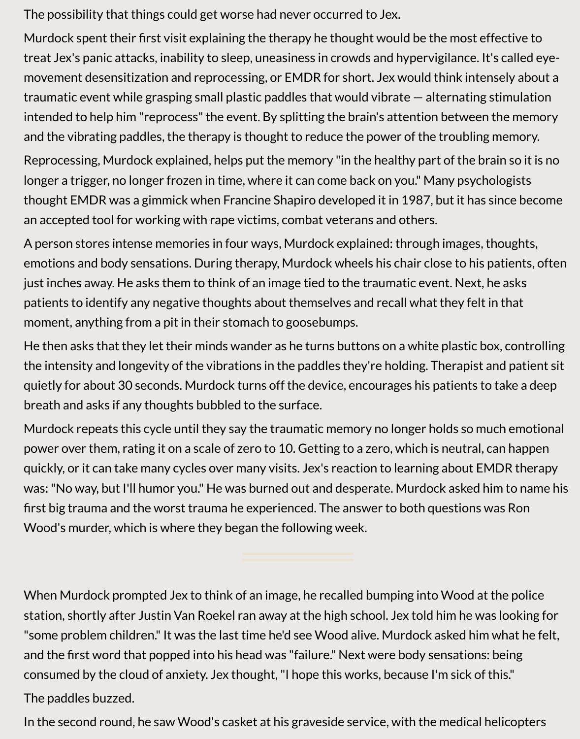The possibility that things could get worse had never occurred to Jex.

Murdock spent their first visit explaining the therapy he thought would be the most effective to treat Jex's panic attacks, inability to sleep, uneasiness in crowds and hypervigilance. It's called eye-movement desensitization and reprocessing, or EMDR for short. Jex would think intensely about a traumatic event while grasping small plastic paddles that would vibrate — alternating stimulation intended to help him "reprocess" the event. By splitting the brain's attention between the memory and the vibrating paddles, the therapy is thought to reduce the power of the troubling memory.

Reprocessing, Murdock explained, helps put the memory "in the healthy part of the brain so it is no longer a trigger, no longer frozen in time, where it can come back on you." Many psychologists thought EMDR was a gimmick when Francine Shapiro developed it in 1987, but it has since become an accepted tool for working with rape victims, combat veterans and others.

A person stores intense memories in four ways, Murdock explained: through images, thoughts, emotions and body sensations. During therapy, Murdock wheels his chair close to his patients, often just inches away. He asks them to think of an image tied to the traumatic event. Next, he asks patients to identify any negative thoughts about themselves and recall what they felt in that moment, anything from a pit in their stomach to goosebumps.

He then asks that they let their minds wander as he turns buttons on a white plastic box, controlling the intensity and longevity of the vibrations in the paddles they're holding. Therapist and patient sit quietly for about 30 seconds. Murdock turns off the device, encourages his patients to take a deep breath and asks if any thoughts bubbled to the surface.

Murdock repeats this cycle until they say the traumatic memory no longer holds so much emotional power over them, rating it on a scale of zero to 10. Getting to a zero, which is neutral, can happen quickly, or it can take many cycles over many visits. Jex's reaction to learning about EMDR therapy was: "No way, but I'll humor you." He was burned out and desperate. Murdock asked him to name his first big trauma and the worst trauma he experienced. The answer to both questions was Ron Wood's murder, which is where they began the following week.

---

When Murdock prompted Jex to think of an image, he recalled bumping into Wood at the police station, shortly after Justin Van Roekel ran away at the high school. Jex told him he was looking for "some problem children." It was the last time he'd see Wood alive. Murdock asked him what he felt, and the first word that popped into his head was "failure." Next were body sensations: being consumed by the cloud of anxiety. Jex thought, "I hope this works, because I'm sick of this."

The paddles buzzed.

In the second round, he saw Wood's casket at his graveside service, with the medical helicopters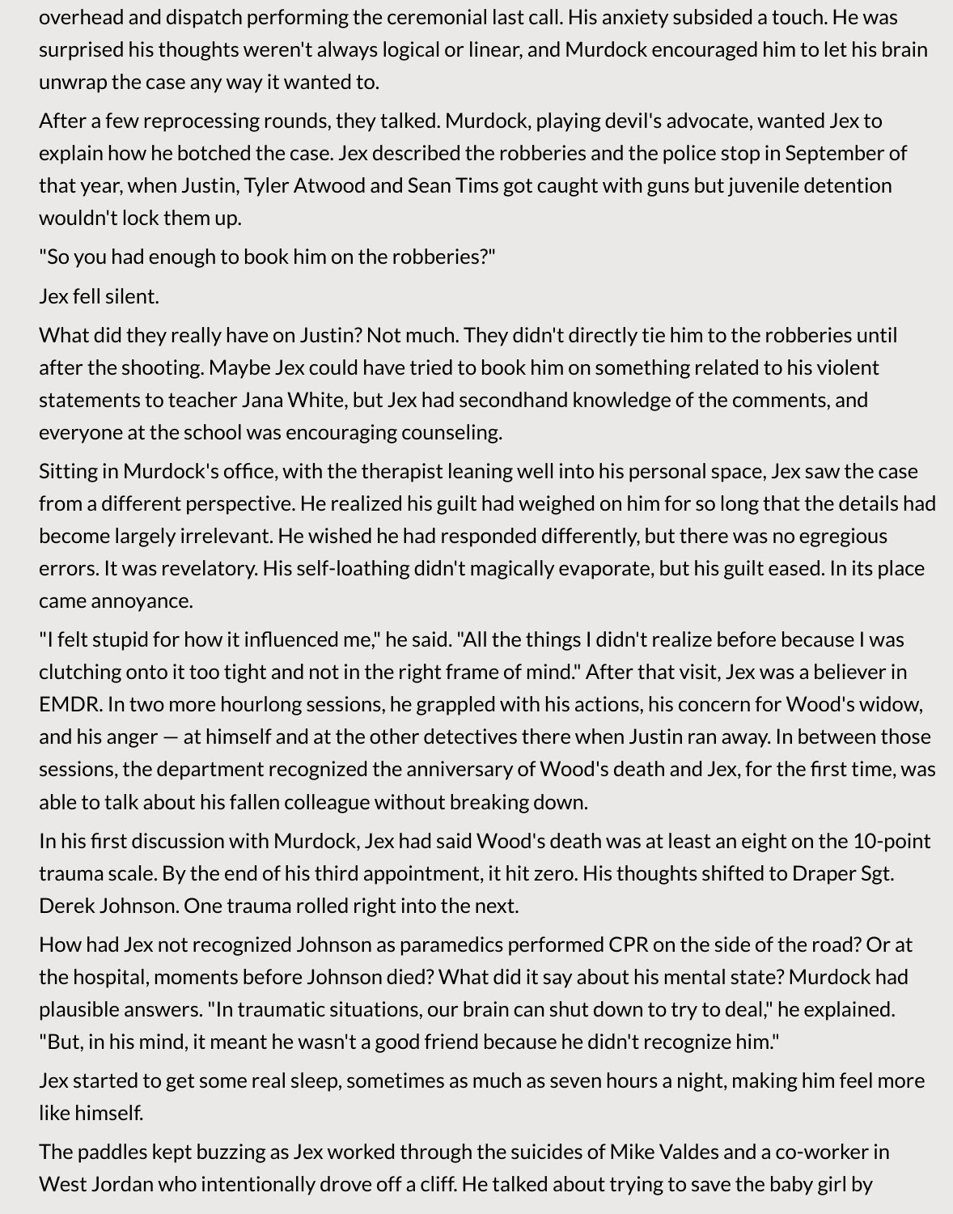overhead and dispatch performing the ceremonial last call. His anxiety subsided a touch. He was surprised his thoughts weren't always logical or linear, and Murdock encouraged him to let his brain unwrap the case any way it wanted to.

After a few reprocessing rounds, they talked. Murdock, playing devil's advocate, wanted Jex to explain how he botched the case. Jex described the robberies and the police stop in September of that year, when Justin, Tyler Atwood and Sean Tims got caught with guns but juvenile detention wouldn't lock them up.

"So you had enough to book him on the robberies?"

Jex fell silent.

What did they really have on Justin? Not much. They didn't directly tie him to the robberies until after the shooting. Maybe Jex could have tried to book him on something related to his violent statements to teacher Jana White, but Jex had secondhand knowledge of the comments, and everyone at the school was encouraging counseling.

Sitting in Murdock's office, with the therapist leaning well into his personal space, Jex saw the case from a different perspective. He realized his guilt had weighed on him for so long that the details had become largely irrelevant. He wished he had responded differently, but there was no egregious errors. It was revelatory. His self-loathing didn't magically evaporate, but his guilt eased. In its place came annoyance.

"I felt stupid for how it influenced me," he said. "All the things I didn't realize before because I was clutching onto it too tight and not in the right frame of mind." After that visit, Jex was a believer in EMDR. In two more hourlong sessions, he grappled with his actions, his concern for Wood's widow, and his anger — at himself and at the other detectives there when Justin ran away. In between those sessions, the department recognized the anniversary of Wood's death and Jex, for the first time, was able to talk about his fallen colleague without breaking down.

In his first discussion with Murdock, Jex had said Wood's death was at least an eight on the 10-point trauma scale. By the end of his third appointment, it hit zero. His thoughts shifted to Draper Sgt. Derek Johnson. One trauma rolled right into the next.

How had Jex not recognized Johnson as paramedics performed CPR on the side of the road? Or at the hospital, moments before Johnson died? What did it say about his mental state? Murdock had plausible answers. "In traumatic situations, our brain can shut down to try to deal," he explained. "But, in his mind, it meant he wasn't a good friend because he didn't recognize him."

Jex started to get some real sleep, sometimes as much as seven hours a night, making him feel more like himself.

The paddles kept buzzing as Jex worked through the suicides of Mike Valdes and a co-worker in West Jordan who intentionally drove off a cliff. He talked about trying to save the baby girl by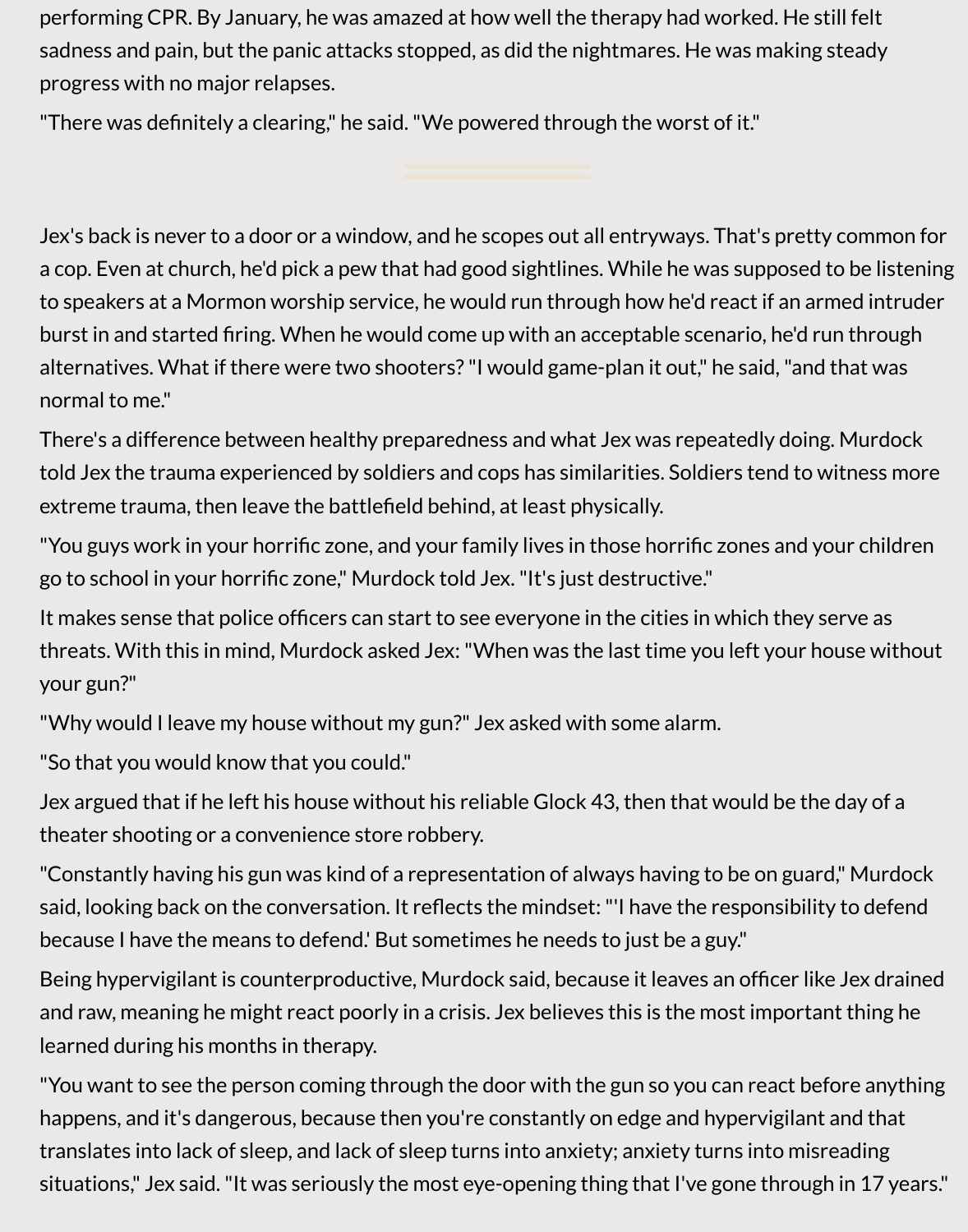performing CPR. By January, he was amazed at how well the therapy had worked. He still felt sadness and pain, but the panic attacks stopped, as did the nightmares. He was making steady progress with no major relapses.

"There was definitely a clearing," he said. "We powered through the worst of it."

---

Jex's back is never to a door or a window, and he scopes out all entryways. That's pretty common for a cop. Even at church, he'd pick a pew that had good sightlines. While he was supposed to be listening to speakers at a Mormon worship service, he would run through how he'd react if an armed intruder burst in and started firing. When he would come up with an acceptable scenario, he'd run through alternatives. What if there were two shooters? "I would game-plan it out," he said, "and that was normal to me."

There's a difference between healthy preparedness and what Jex was repeatedly doing. Murdock told Jex the trauma experienced by soldiers and cops has similarities. Soldiers tend to witness more extreme trauma, then leave the battlefield behind, at least physically.

"You guys work in your horrific zone, and your family lives in those horrific zones and your children go to school in your horrific zone," Murdock told Jex. "It's just destructive."

It makes sense that police officers can start to see everyone in the cities in which they serve as threats. With this in mind, Murdock asked Jex: "When was the last time you left your house without your gun?"

"Why would I leave my house without my gun?" Jex asked with some alarm.

"So that you would know that you could."

Jex argued that if he left his house without his reliable Glock 43, then that would be the day of a theater shooting or a convenience store robbery.

"Constantly having his gun was kind of a representation of always having to be on guard," Murdock said, looking back on the conversation. It reflects the mindset: "'I have the responsibility to defend because I have the means to defend.' But sometimes he needs to just be a guy."

Being hypervigilant is counterproductive, Murdock said, because it leaves an officer like Jex drained and raw, meaning he might react poorly in a crisis. Jex believes this is the most important thing he learned during his months in therapy.

"You want to see the person coming through the door with the gun so you can react before anything happens, and it's dangerous, because then you're constantly on edge and hypervigilant and that translates into lack of sleep, and lack of sleep turns into anxiety; anxiety turns into misreading situations," Jex said. "It was seriously the most eye-opening thing that I've gone through in 17 years."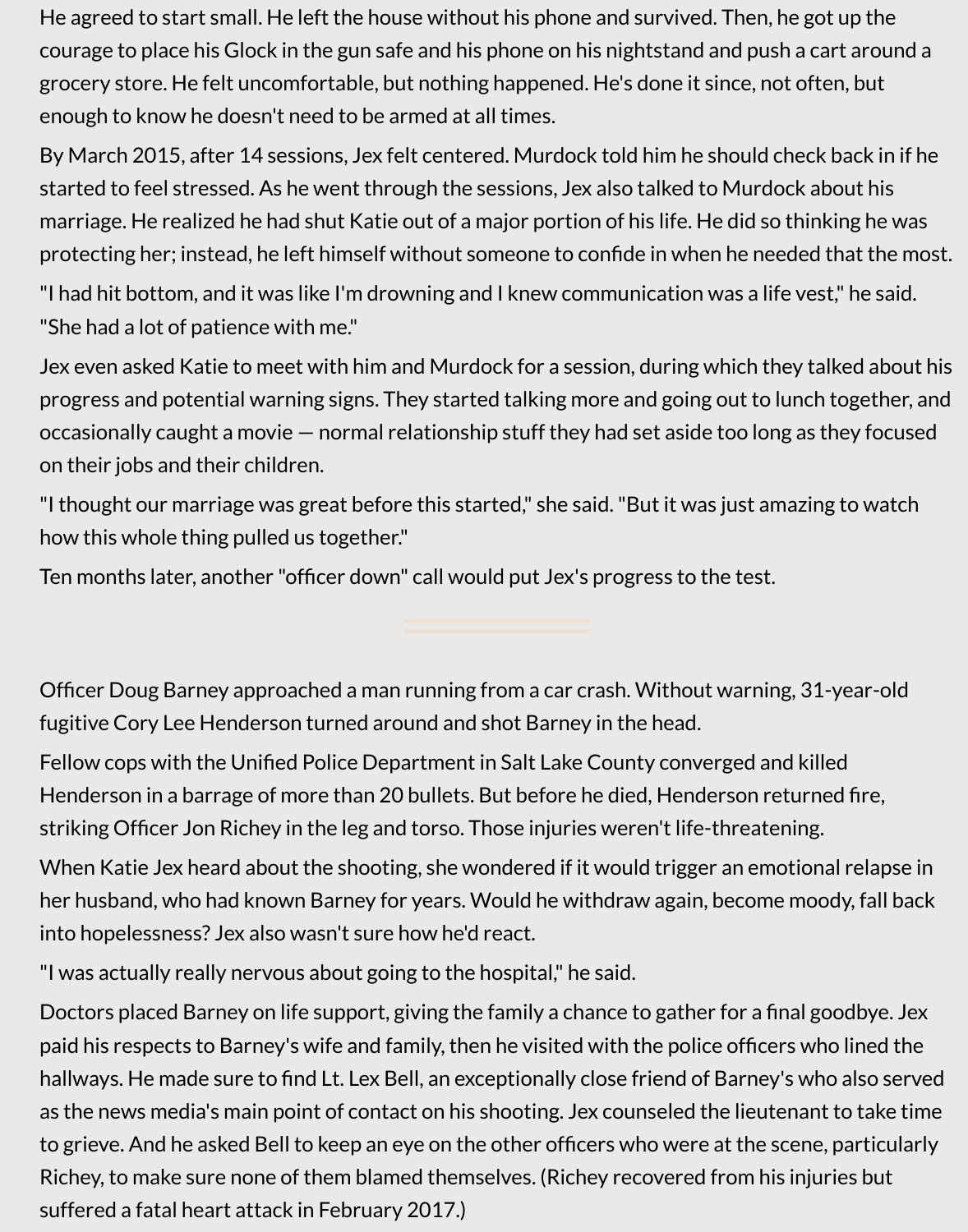He agreed to start small. He left the house without his phone and survived. Then, he got up the courage to place his Glock in the gun safe and his phone on his nightstand and push a cart around a grocery store. He felt uncomfortable, but nothing happened. He's done it since, not often, but enough to know he doesn't need to be armed at all times.

By March 2015, after 14 sessions, Jex felt centered. Murdock told him he should check back in if he started to feel stressed. As he went through the sessions, Jex also talked to Murdock about his marriage. He realized he had shut Katie out of a major portion of his life. He did so thinking he was protecting her; instead, he left himself without someone to confide in when he needed that the most.

"I had hit bottom, and it was like I'm drowning and I knew communication was a life vest," he said. "She had a lot of patience with me."

Jex even asked Katie to meet with him and Murdock for a session, during which they talked about his progress and potential warning signs. They started talking more and going out to lunch together, and occasionally caught a movie — normal relationship stuff they had set aside too long as they focused on their jobs and their children.

"I thought our marriage was great before this started," she said. "But it was just amazing to watch how this whole thing pulled us together."

Ten months later, another "officer down" call would put Jex's progress to the test.

---

Officer Doug Barney approached a man running from a car crash. Without warning, 31-year-old fugitive Cory Lee Henderson turned around and shot Barney in the head.

Fellow cops with the Unified Police Department in Salt Lake County converged and killed Henderson in a barrage of more than 20 bullets. But before he died, Henderson returned fire, striking Officer Jon Richey in the leg and torso. Those injuries weren't life-threatening.

When Katie Jex heard about the shooting, she wondered if it would trigger an emotional relapse in her husband, who had known Barney for years. Would he withdraw again, become moody, fall back into hopelessness? Jex also wasn't sure how he'd react.

"I was actually really nervous about going to the hospital," he said.

Doctors placed Barney on life support, giving the family a chance to gather for a final goodbye. Jex paid his respects to Barney's wife and family, then he visited with the police officers who lined the hallways. He made sure to find Lt. Lex Bell, an exceptionally close friend of Barney's who also served as the news media's main point of contact on his shooting. Jex counseled the lieutenant to take time to grieve. And he asked Bell to keep an eye on the other officers who were at the scene, particularly Richey, to make sure none of them blamed themselves. (Richey recovered from his injuries but suffered a fatal heart attack in February 2017.)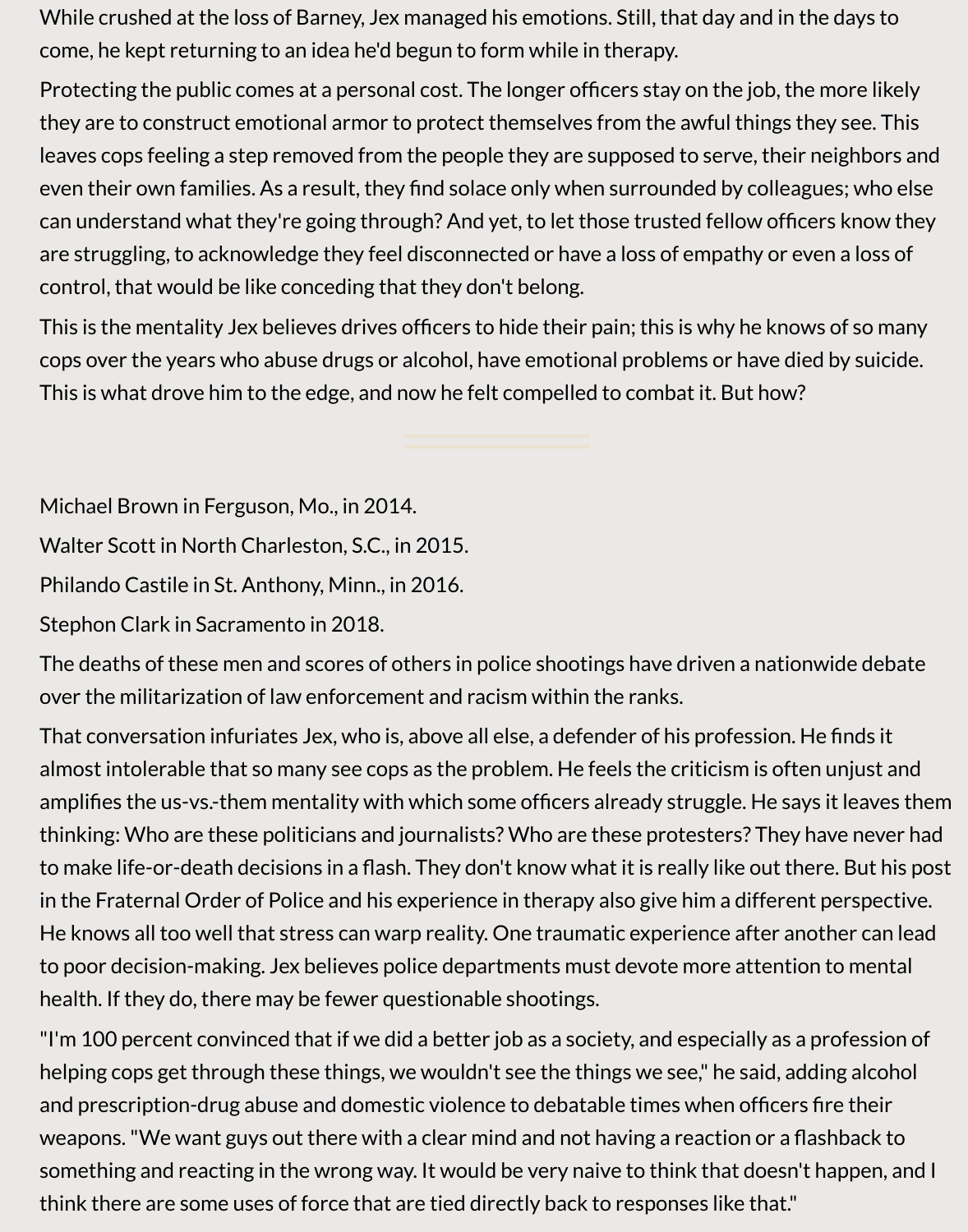While crushed at the loss of Barney, Jex managed his emotions. Still, that day and in the days to come, he kept returning to an idea he'd begun to form while in therapy.

Protecting the public comes at a personal cost. The longer officers stay on the job, the more likely they are to construct emotional armor to protect themselves from the awful things they see. This leaves cops feeling a step removed from the people they are supposed to serve, their neighbors and even their own families. As a result, they find solace only when surrounded by colleagues; who else can understand what they're going through? And yet, to let those trusted fellow officers know they are struggling, to acknowledge they feel disconnected or have a loss of empathy or even a loss of control, that would be like conceding that they don't belong.

This is the mentality Jex believes drives officers to hide their pain; this is why he knows of so many cops over the years who abuse drugs or alcohol, have emotional problems or have died by suicide. This is what drove him to the edge, and now he felt compelled to combat it. But how?

---

Michael Brown in Ferguson, Mo., in 2014.

Walter Scott in North Charleston, S.C., in 2015.

Philando Castile in St. Anthony, Minn., in 2016.

Stephon Clark in Sacramento in 2018.

The deaths of these men and scores of others in police shootings have driven a nationwide debate over the militarization of law enforcement and racism within the ranks.

That conversation infuriates Jex, who is, above all else, a defender of his profession. He finds it almost intolerable that so many see cops as the problem. He feels the criticism is often unjust and amplifies the us-vs.-them mentality with which some officers already struggle. He says it leaves them thinking: Who are these politicians and journalists? Who are these protesters? They have never had to make life-or-death decisions in a flash. They don't know what it is really like out there. But his post in the Fraternal Order of Police and his experience in therapy also give him a different perspective. He knows all too well that stress can warp reality. One traumatic experience after another can lead to poor decision-making. Jex believes police departments must devote more attention to mental health. If they do, there may be fewer questionable shootings.

"I'm 100 percent convinced that if we did a better job as a society, and especially as a profession of helping cops get through these things, we wouldn't see the things we see," he said, adding alcohol and prescription-drug abuse and domestic violence to debatable times when officers fire their weapons. "We want guys out there with a clear mind and not having a reaction or a flashback to something and reacting in the wrong way. It would be very naive to think that doesn't happen, and I think there are some uses of force that are tied directly back to responses like that."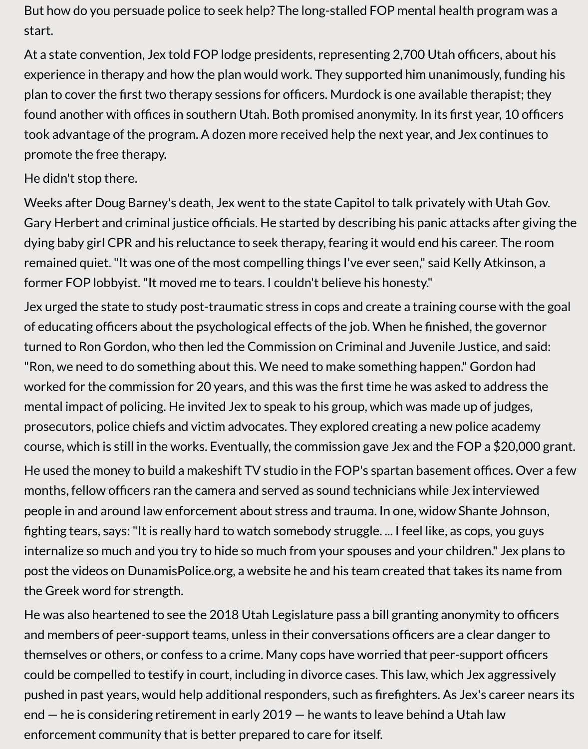But how do you persuade police to seek help? The long-stalled FOP mental health program was a start.

At a state convention, Jex told FOP lodge presidents, representing 2,700 Utah officers, about his experience in therapy and how the plan would work. They supported him unanimously, funding his plan to cover the first two therapy sessions for officers. Murdock is one available therapist; they found another with offices in southern Utah. Both promised anonymity. In its first year, 10 officers took advantage of the program. A dozen more received help the next year, and Jex continues to promote the free therapy.

He didn't stop there.

Weeks after Doug Barney's death, Jex went to the state Capitol to talk privately with Utah Gov. Gary Herbert and criminal justice officials. He started by describing his panic attacks after giving the dying baby girl CPR and his reluctance to seek therapy, fearing it would end his career. The room remained quiet. "It was one of the most compelling things I've ever seen," said Kelly Atkinson, a former FOP lobbyist. "It moved me to tears. I couldn't believe his honesty."

Jex urged the state to study post-traumatic stress in cops and create a training course with the goal of educating officers about the psychological effects of the job. When he finished, the governor turned to Ron Gordon, who then led the Commission on Criminal and Juvenile Justice, and said: "Ron, we need to do something about this. We need to make something happen." Gordon had worked for the commission for 20 years, and this was the first time he was asked to address the mental impact of policing. He invited Jex to speak to his group, which was made up of judges, prosecutors, police chiefs and victim advocates. They explored creating a new police academy course, which is still in the works. Eventually, the commission gave Jex and the FOP a $20,000 grant.

He used the money to build a makeshift TV studio in the FOP's spartan basement offices. Over a few months, fellow officers ran the camera and served as sound technicians while Jex interviewed people in and around law enforcement about stress and trauma. In one, widow Shante Johnson, fighting tears, says: "It is really hard to watch somebody struggle. ... I feel like, as cops, you guys internalize so much and you try to hide so much from your spouses and your children." Jex plans to post the videos on DunamisPolice.org, a website he and his team created that takes its name from the Greek word for strength.

He was also heartened to see the 2018 Utah Legislature pass a bill granting anonymity to officers and members of peer-support teams, unless in their conversations officers are a clear danger to themselves or others, or confess to a crime. Many cops have worried that peer-support officers could be compelled to testify in court, including in divorce cases. This law, which Jex aggressively pushed in past years, would help additional responders, such as firefighters. As Jex's career nears its end — he is considering retirement in early 2019 — he wants to leave behind a Utah law enforcement community that is better prepared to care for itself.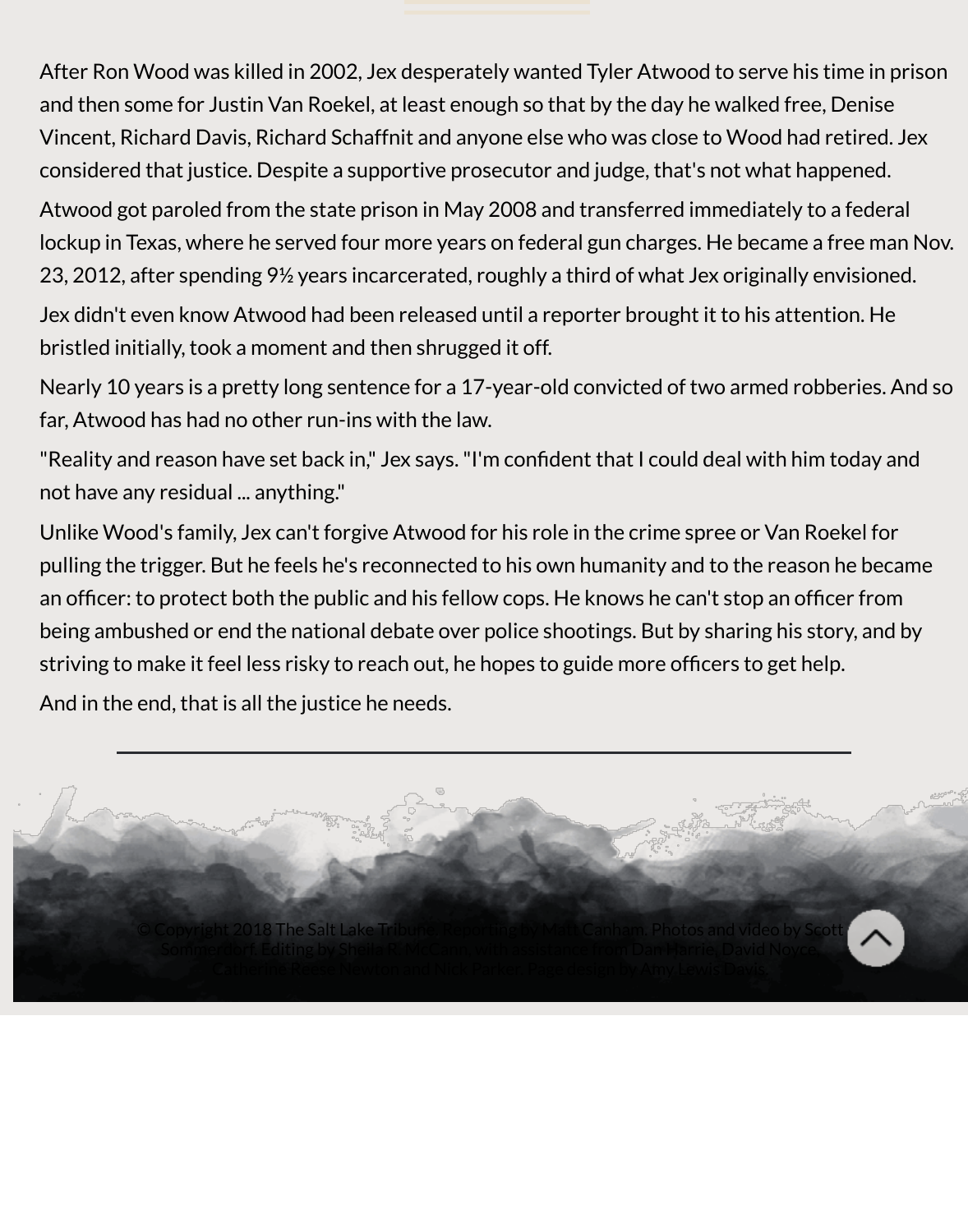After Ron Wood was killed in 2002, Jex desperately wanted Tyler Atwood to serve his time in prison and then some for Justin Van Roekel, at least enough so that by the day he walked free, Denise Vincent, Richard Davis, Richard Schaffnit and anyone else who was close to Wood had retired. Jex considered that justice. Despite a supportive prosecutor and judge, that's not what happened.

Atwood got paroled from the state prison in May 2008 and transferred immediately to a federal lockup in Texas, where he served four more years on federal gun charges. He became a free man Nov. 23, 2012, after spending 9½ years incarcerated, roughly a third of what Jex originally envisioned.

Jex didn't even know Atwood had been released until a reporter brought it to his attention. He bristled initially, took a moment and then shrugged it off.

Nearly 10 years is a pretty long sentence for a 17-year-old convicted of two armed robberies. And so far, Atwood has had no other run-ins with the law.

"Reality and reason have set back in," Jex says. "I'm confident that I could deal with him today and not have any residual ... anything."

Unlike Wood's family, Jex can't forgive Atwood for his role in the crime spree or Van Roekel for pulling the trigger. But he feels he's reconnected to his own humanity and to the reason he became an officer: to protect both the public and his fellow cops. He knows he can't stop an officer from being ambushed or end the national debate over police shootings. But by sharing his story, and by striving to make it feel less risky to reach out, he hopes to guide more officers to get help.

And in the end, that is all the justice he needs.

---

© Copyright 2018 The Salt Lake Tribune. Reporting by Matt Canham. Photos and video by Scott Sommerdorf. Editing by Sheila R. McCann, with assistance from Dan Harrie, David Noyce, Catherine Reese Newton and Nick Parker. Page design by Amy Lewis Davis.